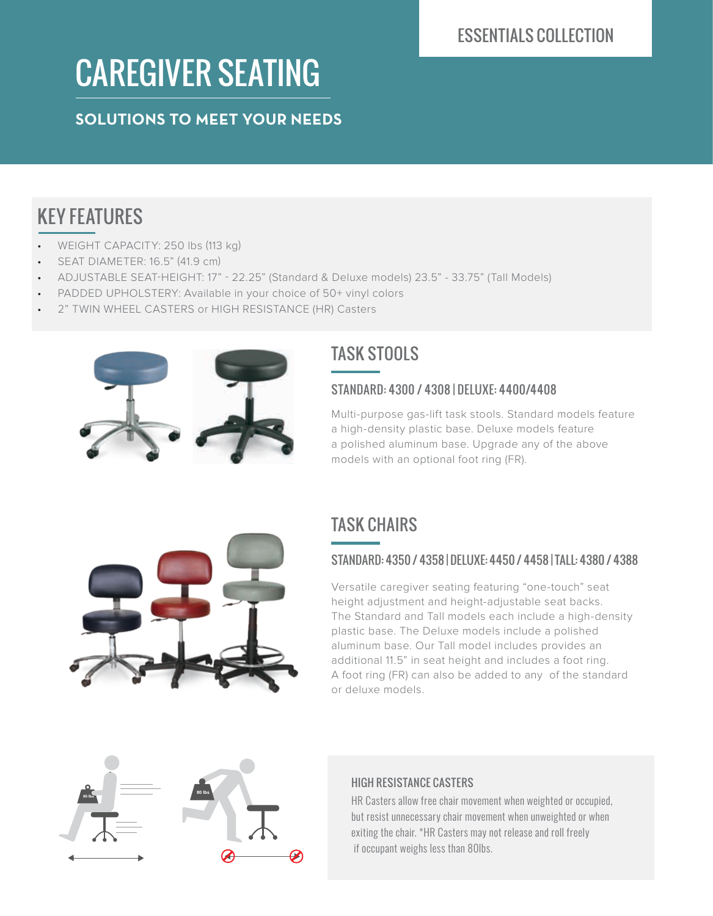ESSENTIALS COLLECTION

# CAREGIVER SEATING

**SOLUTIONS TO MEET YOUR NEEDS**

## KEY FEATURES

- WEIGHT CAPACITY: 250 lbs (113 kg)
- SEAT DIAMETER: 16.5" (41.9 cm)
- ADJUSTABLE SEAT-HEIGHT: 17" - 22.25" (Standard & Deluxe models) 23.5" - 33.75" (Tall Models)
- PADDED UPHOLSTERY: Available in your choice of 50+ vinyl colors
- 2" TWIN WHEEL CASTERS or HIGH RESISTANCE (HR) Casters

## TASK STOOLS

### STANDARD: 4300 / 4308 | DELUXE: 4400/4408

Multi-purpose gas-lift task stools. Standard models feature a high-density plastic base. Deluxe models feature a polished aluminum base. Upgrade any of the above models with an optional foot ring (FR).

## TASK CHAIRS

### STANDARD: 4350 / 4358 | DELUXE: 4450 / 4458 | TALL: 4380 / 4388

Versatile caregiver seating featuring "one-touch" seat height adjustment and height-adjustable seat backs. The Standard and Tall models each include a high-density plastic base. The Deluxe models include a polished aluminum base. Our Tall model includes provides an additional 11.5" in seat height and includes a foot ring. A foot ring (FR) can also be added to any of the standard or deluxe models.

80 lbs

80 lbs

### HIGH RESISTANCE CASTERS

HR Casters allow free chair movement when weighted or occupied, but resist unnecessary chair movement when unweighted or when exiting the chair. *HR Casters may not release and roll freely if occupant weighs less than 80lbs.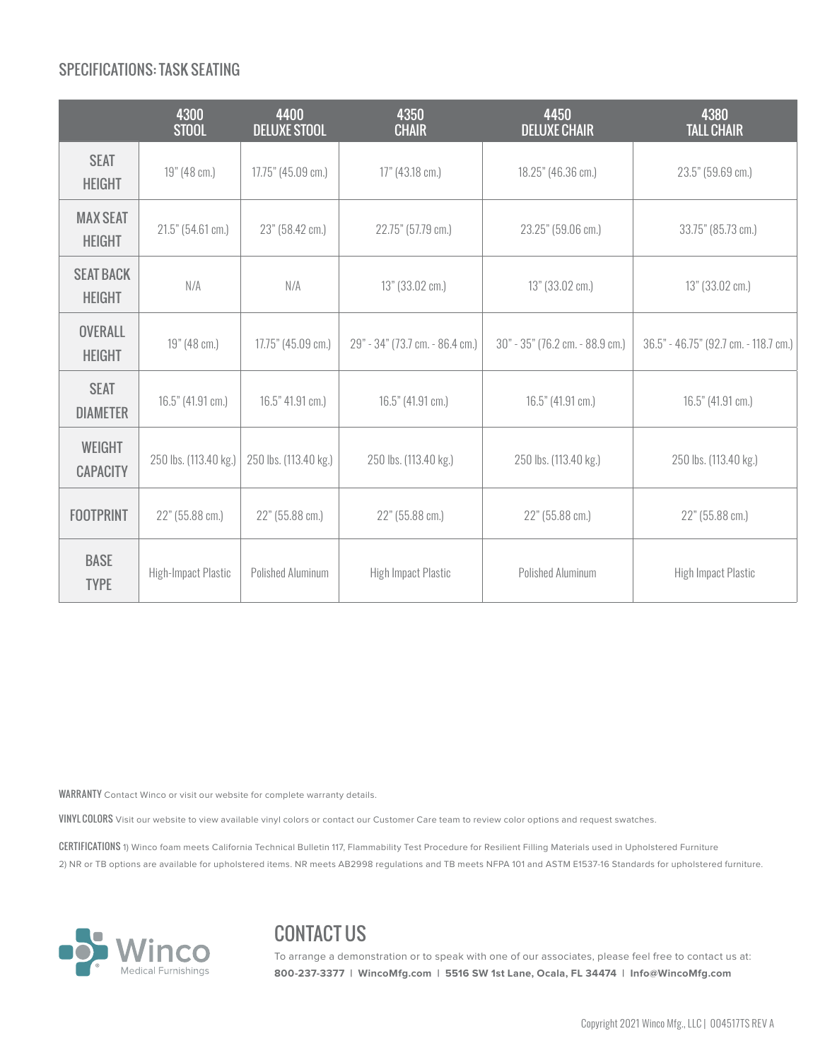## SPECIFICATIONS: TASK SEATING

| | 4300 STOOL | 4400 DELUXE STOOL | 4350 CHAIR | 4450 DELUXE CHAIR | 4380 TALL CHAIR |
|---|---|---|---|---|---|
| SEAT HEIGHT | 19" (48 cm.) | 17.75" (45.09 cm.) | 17" (43.18 cm.) | 18.25" (46.36 cm.) | 23.5" (59.69 cm.) |
| MAX SEAT HEIGHT | 21.5" (54.61 cm.) | 23" (58.42 cm.) | 22.75" (57.79 cm.) | 23.25" (59.06 cm.) | 33.75" (85.73 cm.) |
| SEAT BACK HEIGHT | N/A | N/A | 13" (33.02 cm.) | 13" (33.02 cm.) | 13" (33.02 cm.) |
| OVERALL HEIGHT | 19" (48 cm.) | 17.75" (45.09 cm.) | 29" - 34" (73.7 cm. - 86.4 cm.) | 30" - 35" (76.2 cm. - 88.9 cm.) | 36.5" - 46.75" (92.7 cm. - 118.7 cm.) |
| SEAT DIAMETER | 16.5" (41.91 cm.) | 16.5" 41.91 cm.) | 16.5" (41.91 cm.) | 16.5" (41.91 cm.) | 16.5" (41.91 cm.) |
| WEIGHT CAPACITY | 250 lbs. (113.40 kg.) | 250 lbs. (113.40 kg.) | 250 lbs. (113.40 kg.) | 250 lbs. (113.40 kg.) | 250 lbs. (113.40 kg.) |
| FOOTPRINT | 22" (55.88 cm.) | 22" (55.88 cm.) | 22" (55.88 cm.) | 22" (55.88 cm.) | 22" (55.88 cm.) |
| BASE TYPE | High-Impact Plastic | Polished Aluminum | High Impact Plastic | Polished Aluminum | High Impact Plastic |

**WARRANTY** Contact Winco or visit our website for complete warranty details.

**VINYL COLORS** Visit our website to view available vinyl colors or contact our Customer Care team to review color options and request swatches.

**CERTIFICATIONS** 1) Winco foam meets California Technical Bulletin 117, Flammability Test Procedure for Resilient Filling Materials used in Upholstered Furniture
2) NR or TB options are available for upholstered items. NR meets AB2998 regulations and TB meets NFPA 101 and ASTM E1537-16 Standards for upholstered furniture.

Winco Medical Furnishings

## CONTACT US

To arrange a demonstration or to speak with one of our associates, please feel free to contact us at:
**800-237-3377 | WincoMfg.com | 5516 SW 1st Lane, Ocala, FL 34474 | Info@WincoMfg.com**

Copyright 2021 Winco Mfg., LLC | 004517TS REV A